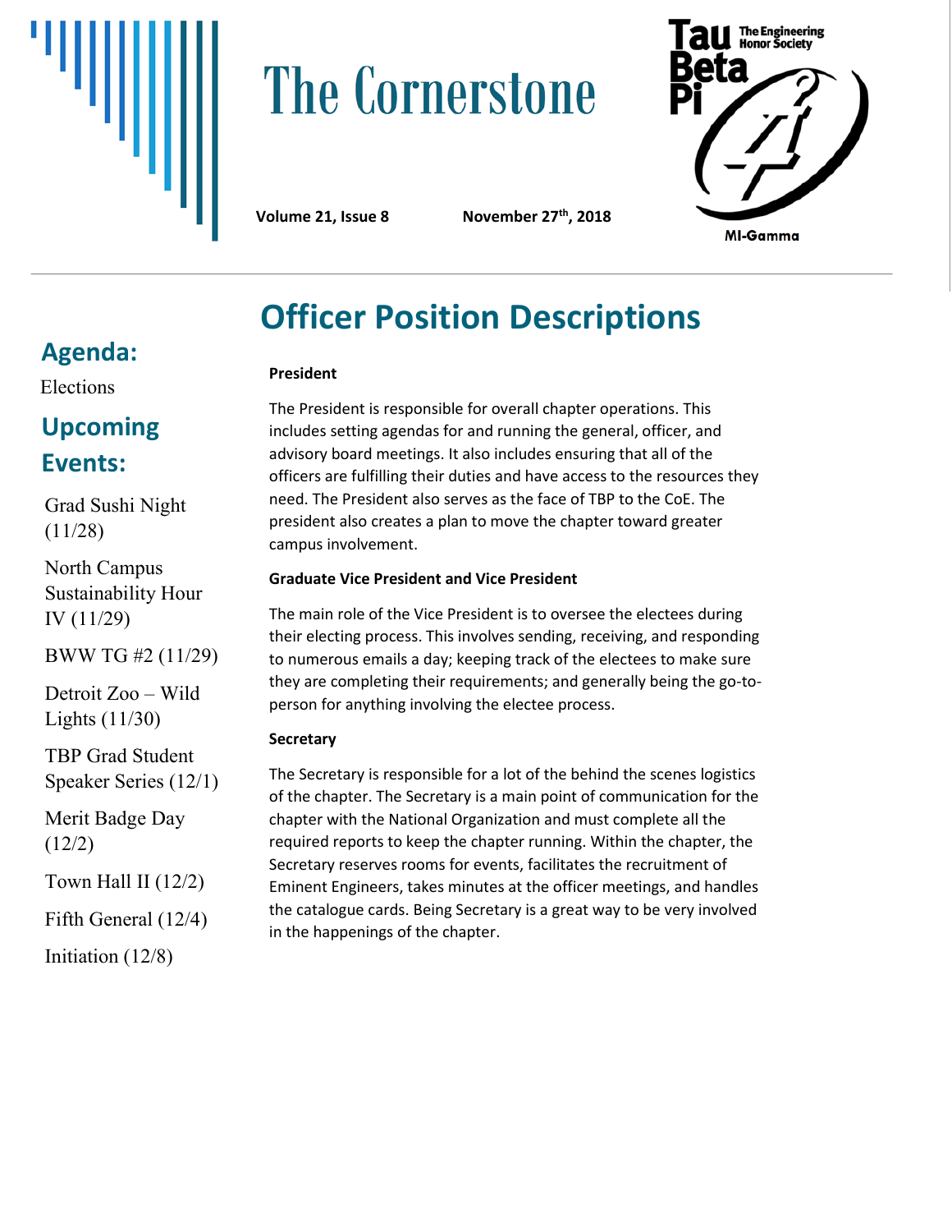# The Cornerstone

**Volume 21, Issue 8** **November 27th, 2018**

Tau Beta Pi
The Engineering Honor Society
MI-Gamma

## Agenda:

Elections

## Upcoming Events:

Grad Sushi Night (11/28)

North Campus Sustainability Hour IV (11/29)

BWW TG #2 (11/29)

Detroit Zoo – Wild Lights (11/30)

TBP Grad Student Speaker Series (12/1)

Merit Badge Day (12/2)

Town Hall II (12/2)

Fifth General (12/4)

Initiation (12/8)

# Officer Position Descriptions

**President**

The President is responsible for overall chapter operations. This includes setting agendas for and running the general, officer, and advisory board meetings. It also includes ensuring that all of the officers are fulfilling their duties and have access to the resources they need. The President also serves as the face of TBP to the CoE. The president also creates a plan to move the chapter toward greater campus involvement.

**Graduate Vice President and Vice President**

The main role of the Vice President is to oversee the electees during their electing process. This involves sending, receiving, and responding to numerous emails a day; keeping track of the electees to make sure they are completing their requirements; and generally being the go-to-person for anything involving the electee process.

**Secretary**

The Secretary is responsible for a lot of the behind the scenes logistics of the chapter. The Secretary is a main point of communication for the chapter with the National Organization and must complete all the required reports to keep the chapter running. Within the chapter, the Secretary reserves rooms for events, facilitates the recruitment of Eminent Engineers, takes minutes at the officer meetings, and handles the catalogue cards. Being Secretary is a great way to be very involved in the happenings of the chapter.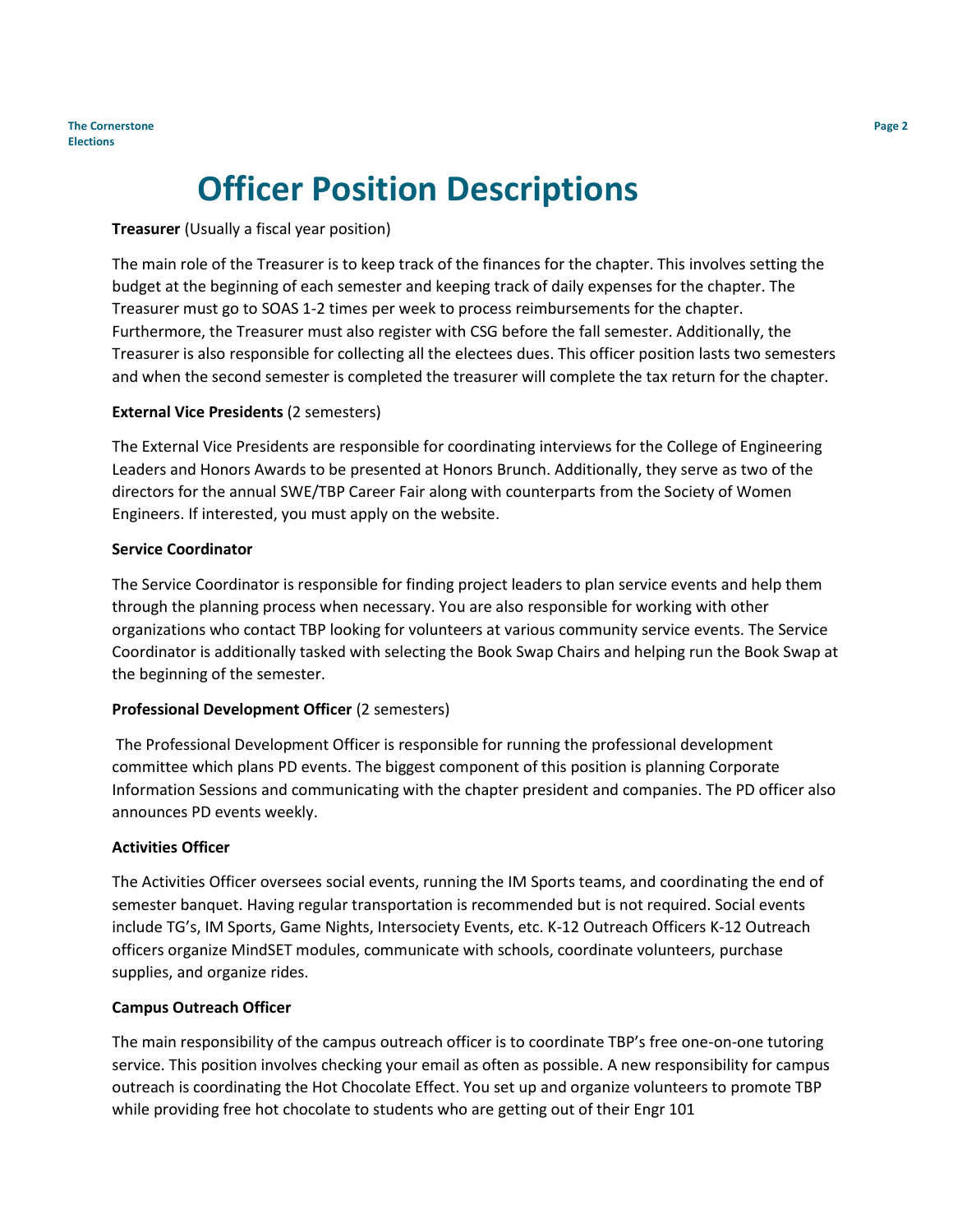# Officer Position Descriptions

**Treasurer** (Usually a fiscal year position)

The main role of the Treasurer is to keep track of the finances for the chapter. This involves setting the budget at the beginning of each semester and keeping track of daily expenses for the chapter. The Treasurer must go to SOAS 1-2 times per week to process reimbursements for the chapter. Furthermore, the Treasurer must also register with CSG before the fall semester. Additionally, the Treasurer is also responsible for collecting all the electees dues. This officer position lasts two semesters and when the second semester is completed the treasurer will complete the tax return for the chapter.

**External Vice Presidents** (2 semesters)

The External Vice Presidents are responsible for coordinating interviews for the College of Engineering Leaders and Honors Awards to be presented at Honors Brunch. Additionally, they serve as two of the directors for the annual SWE/TBP Career Fair along with counterparts from the Society of Women Engineers. If interested, you must apply on the website.

**Service Coordinator**

The Service Coordinator is responsible for finding project leaders to plan service events and help them through the planning process when necessary. You are also responsible for working with other organizations who contact TBP looking for volunteers at various community service events. The Service Coordinator is additionally tasked with selecting the Book Swap Chairs and helping run the Book Swap at the beginning of the semester.

**Professional Development Officer** (2 semesters)

The Professional Development Officer is responsible for running the professional development committee which plans PD events. The biggest component of this position is planning Corporate Information Sessions and communicating with the chapter president and companies. The PD officer also announces PD events weekly.

**Activities Officer**

The Activities Officer oversees social events, running the IM Sports teams, and coordinating the end of semester banquet. Having regular transportation is recommended but is not required. Social events include TG's, IM Sports, Game Nights, Intersociety Events, etc. K-12 Outreach Officers K-12 Outreach officers organize MindSET modules, communicate with schools, coordinate volunteers, purchase supplies, and organize rides.

**Campus Outreach Officer**

The main responsibility of the campus outreach officer is to coordinate TBP's free one-on-one tutoring service. This position involves checking your email as often as possible. A new responsibility for campus outreach is coordinating the Hot Chocolate Effect. You set up and organize volunteers to promote TBP while providing free hot chocolate to students who are getting out of their Engr 101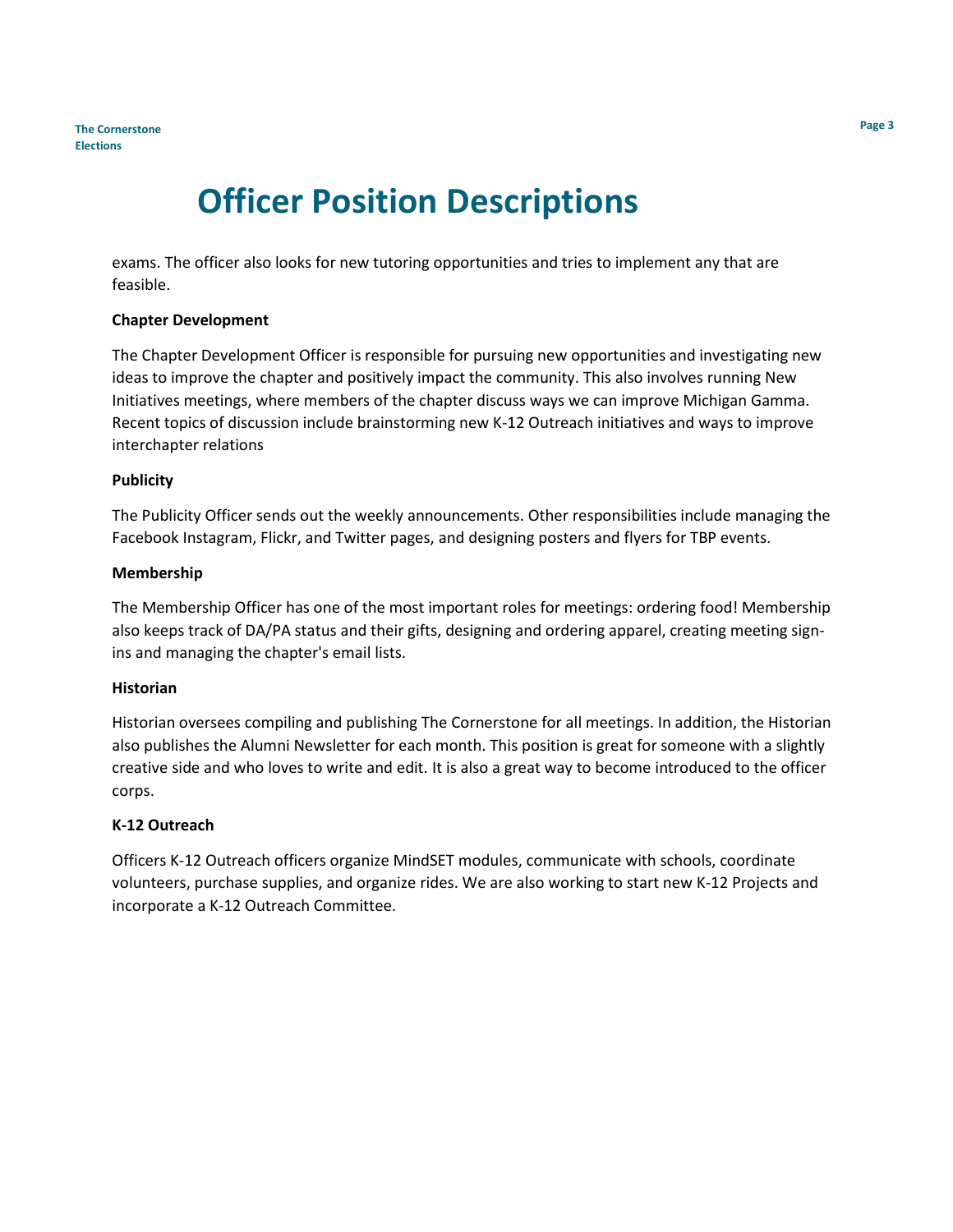# Officer Position Descriptions

exams. The officer also looks for new tutoring opportunities and tries to implement any that are feasible.

**Chapter Development**

The Chapter Development Officer is responsible for pursuing new opportunities and investigating new ideas to improve the chapter and positively impact the community. This also involves running New Initiatives meetings, where members of the chapter discuss ways we can improve Michigan Gamma. Recent topics of discussion include brainstorming new K-12 Outreach initiatives and ways to improve interchapter relations

**Publicity**

The Publicity Officer sends out the weekly announcements. Other responsibilities include managing the Facebook Instagram, Flickr, and Twitter pages, and designing posters and flyers for TBP events.

**Membership**

The Membership Officer has one of the most important roles for meetings: ordering food! Membership also keeps track of DA/PA status and their gifts, designing and ordering apparel, creating meeting sign-ins and managing the chapter's email lists.

**Historian**

Historian oversees compiling and publishing The Cornerstone for all meetings. In addition, the Historian also publishes the Alumni Newsletter for each month. This position is great for someone with a slightly creative side and who loves to write and edit. It is also a great way to become introduced to the officer corps.

**K-12 Outreach**

Officers K-12 Outreach officers organize MindSET modules, communicate with schools, coordinate volunteers, purchase supplies, and organize rides. We are also working to start new K-12 Projects and incorporate a K-12 Outreach Committee.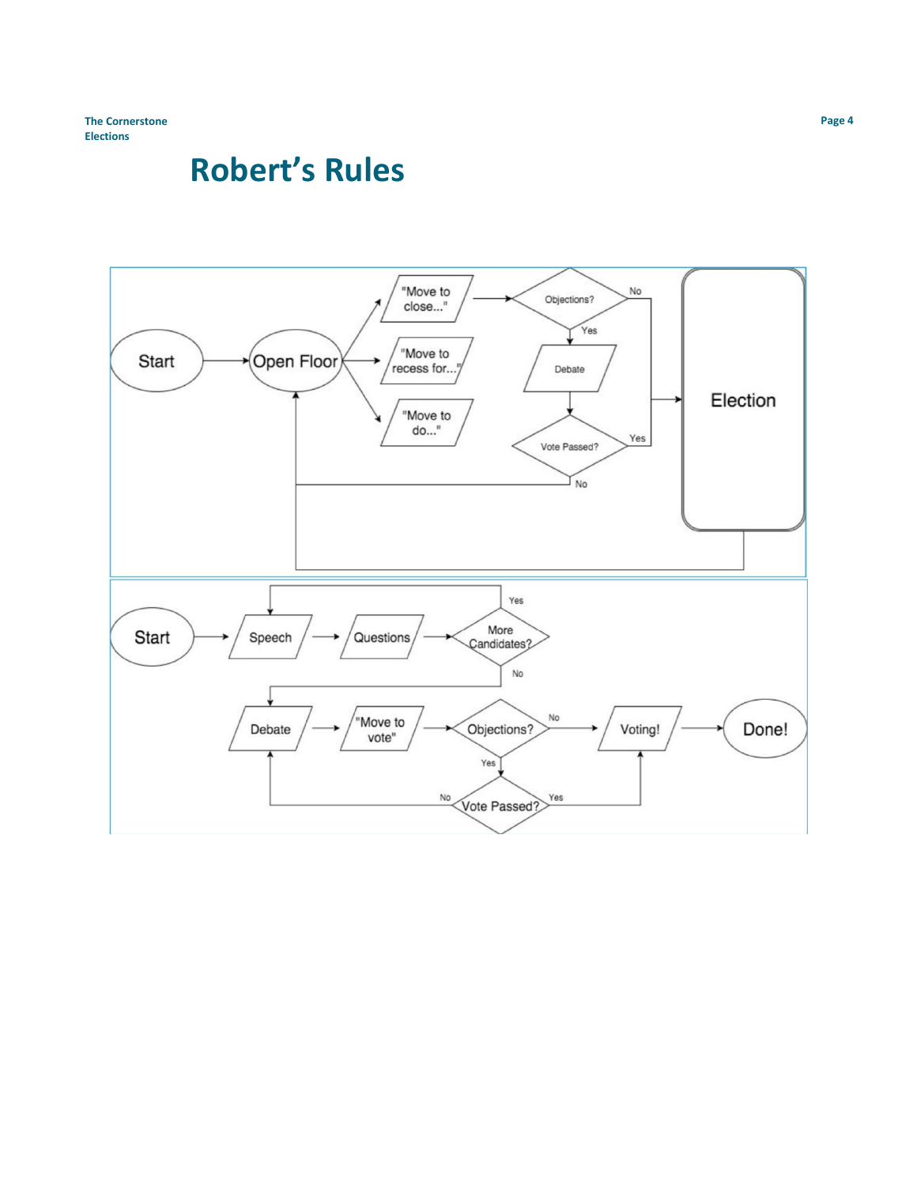# Robert's Rules

Start

Open Floor

"Move to close..."

"Move to recess for..."

"Move to do..."

Objections?

No

Yes

Debate

Vote Passed?

Yes

No

Election

Start

Speech

Questions

More Candidates?

Yes

No

Debate

"Move to vote"

Objections?

No

Yes

Voting!

Done!

Vote Passed?

No

Yes